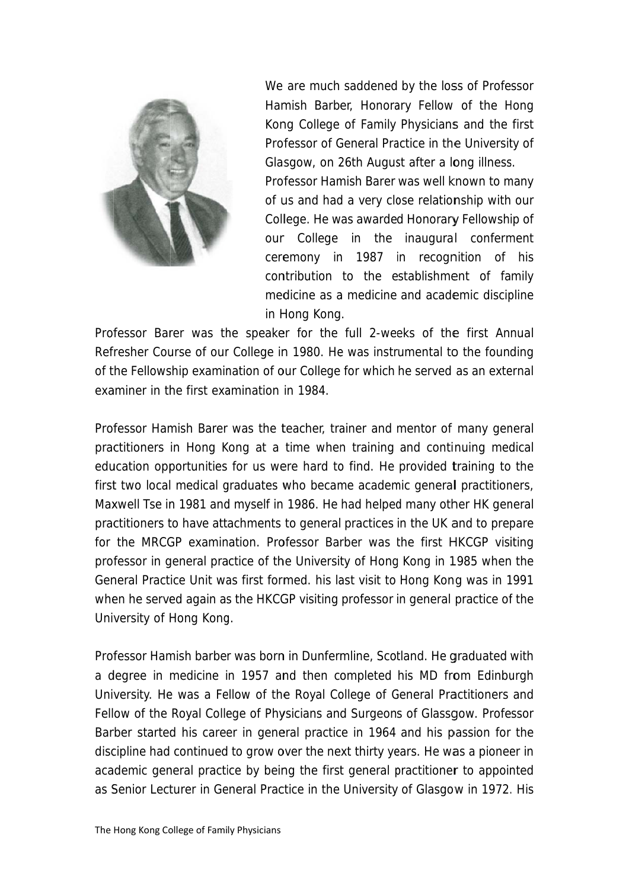We are much saddened by the loss of Professor Hamish Barber, Honorary Fellow of the Hong Kong College of Family Physicians and the first Professor of General Practice in the University of Glasgow, on 26th August after a long illness. Professor Hamish Barer was well known to many of us and had a very close relationship with our College. He was awarded Honorary Fellowship of our College in the inaugural conferment ceremony in 1987 in recognition of his contribution to the establishment of family medicine as a medicine and academic discipline in Hong Kong.

Professor Barer was the speaker for the full 2-weeks of the first Annual Refresher Course of our College in 1980. He was instrumental to the founding of the Fellowship examination of our College for which he served as an external examiner in the first examination in 1984.

Professor Hamish Barer was the teacher, trainer and mentor of many general practitioners in Hong Kong at a time when training and continuing medical education opportunities for us were hard to find. He provided training to the first two local medical graduates who became academic general practitioners, Maxwell Tse in 1981 and myself in 1986. He had helped many other HK general practitioners to have attachments to general practices in the UK and to prepare for the MRCGP examination. Professor Barber was the first HKCGP visiting professor in general practice of the University of Hong Kong in 1985 when the General Practice Unit was first formed. his last visit to Hong Kong was in 1991 when he served again as the HKCGP visiting professor in general practice of the University of Hong Kong.

Professor Hamish barber was born in Dunfermline, Scotland. He graduated with a degree in medicine in 1957 and then completed his MD from Edinburgh University. He was a Fellow of the Royal College of General Practitioners and Fellow of the Royal College of Physicians and Surgeons of Glassgow. Professor Barber started his career in general practice in 1964 and his passion for the discipline had continued to grow over the next thirty years. He was a pioneer in academic general practice by being the first general practitioner to appointed as Senior Lecturer in General Practice in the University of Glasgow in 1972. His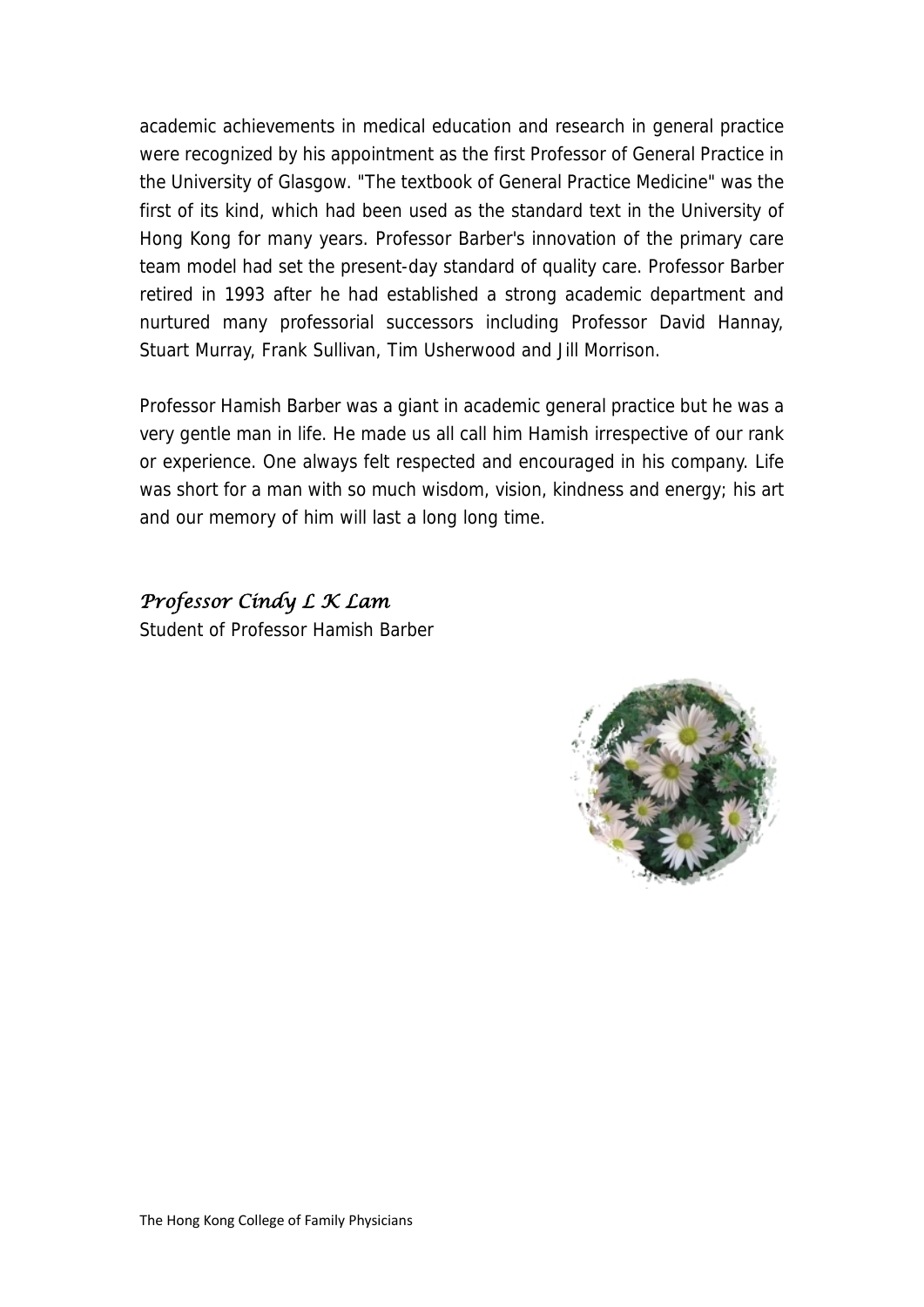academic achievements in medical education and research in general practice were recognized by his appointment as the first Professor of General Practice in the University of Glasgow. "The textbook of General Practice Medicine" was the first of its kind, which had been used as the standard text in the University of Hong Kong for many years. Professor Barber's innovation of the primary care team model had set the present-day standard of quality care. Professor Barber retired in 1993 after he had established a strong academic department and nurtured many professorial successors including Professor David Hannay, Stuart Murray, Frank Sullivan, Tim Usherwood and Jill Morrison.

Professor Hamish Barber was a giant in academic general practice but he was a very gentle man in life. He made us all call him Hamish irrespective of our rank or experience. One always felt respected and encouraged in his company. Life was short for a man with so much wisdom, vision, kindness and energy; his art and our memory of him will last a long long time.

*Professor Cindy L K Lam*
Student of Professor Hamish Barber